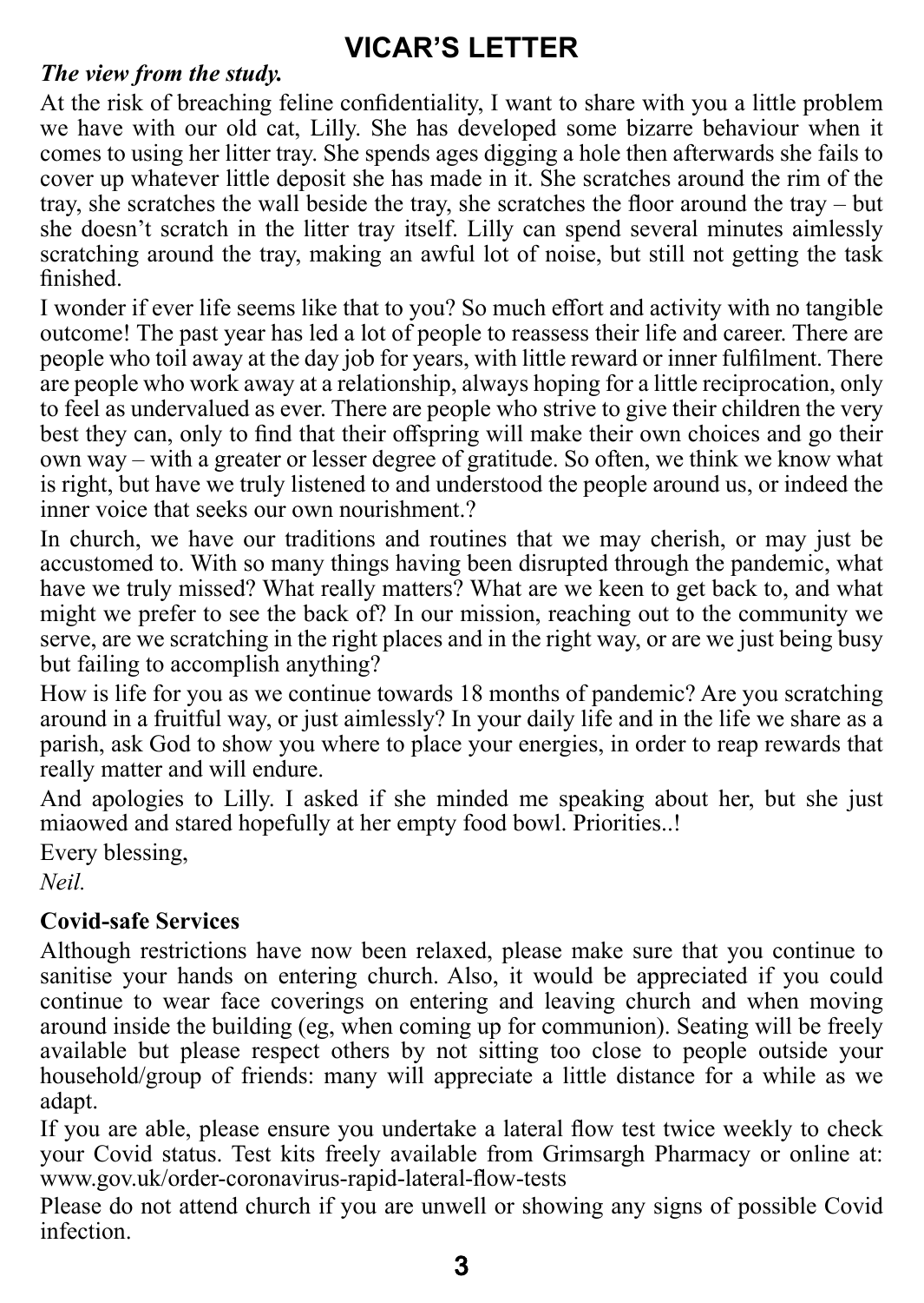# VICAR'S LETTER

***The view from the study.***

At the risk of breaching feline confidentiality, I want to share with you a little problem we have with our old cat, Lilly. She has developed some bizarre behaviour when it comes to using her litter tray. She spends ages digging a hole then afterwards she fails to cover up whatever little deposit she has made in it. She scratches around the rim of the tray, she scratches the wall beside the tray, she scratches the floor around the tray – but she doesn't scratch in the litter tray itself. Lilly can spend several minutes aimlessly scratching around the tray, making an awful lot of noise, but still not getting the task finished.

I wonder if ever life seems like that to you? So much effort and activity with no tangible outcome! The past year has led a lot of people to reassess their life and career. There are people who toil away at the day job for years, with little reward or inner fulfilment. There are people who work away at a relationship, always hoping for a little reciprocation, only to feel as undervalued as ever. There are people who strive to give their children the very best they can, only to find that their offspring will make their own choices and go their own way – with a greater or lesser degree of gratitude. So often, we think we know what is right, but have we truly listened to and understood the people around us, or indeed the inner voice that seeks our own nourishment.?

In church, we have our traditions and routines that we may cherish, or may just be accustomed to. With so many things having been disrupted through the pandemic, what have we truly missed? What really matters? What are we keen to get back to, and what might we prefer to see the back of? In our mission, reaching out to the community we serve, are we scratching in the right places and in the right way, or are we just being busy but failing to accomplish anything?

How is life for you as we continue towards 18 months of pandemic? Are you scratching around in a fruitful way, or just aimlessly? In your daily life and in the life we share as a parish, ask God to show you where to place your energies, in order to reap rewards that really matter and will endure.

And apologies to Lilly. I asked if she minded me speaking about her, but she just miaowed and stared hopefully at her empty food bowl. Priorities..!

Every blessing,

*Neil.*

**Covid-safe Services**

Although restrictions have now been relaxed, please make sure that you continue to sanitise your hands on entering church. Also, it would be appreciated if you could continue to wear face coverings on entering and leaving church and when moving around inside the building (eg, when coming up for communion). Seating will be freely available but please respect others by not sitting too close to people outside your household/group of friends: many will appreciate a little distance for a while as we adapt.

If you are able, please ensure you undertake a lateral flow test twice weekly to check your Covid status. Test kits freely available from Grimsargh Pharmacy or online at: www.gov.uk/order-coronavirus-rapid-lateral-flow-tests

Please do not attend church if you are unwell or showing any signs of possible Covid infection.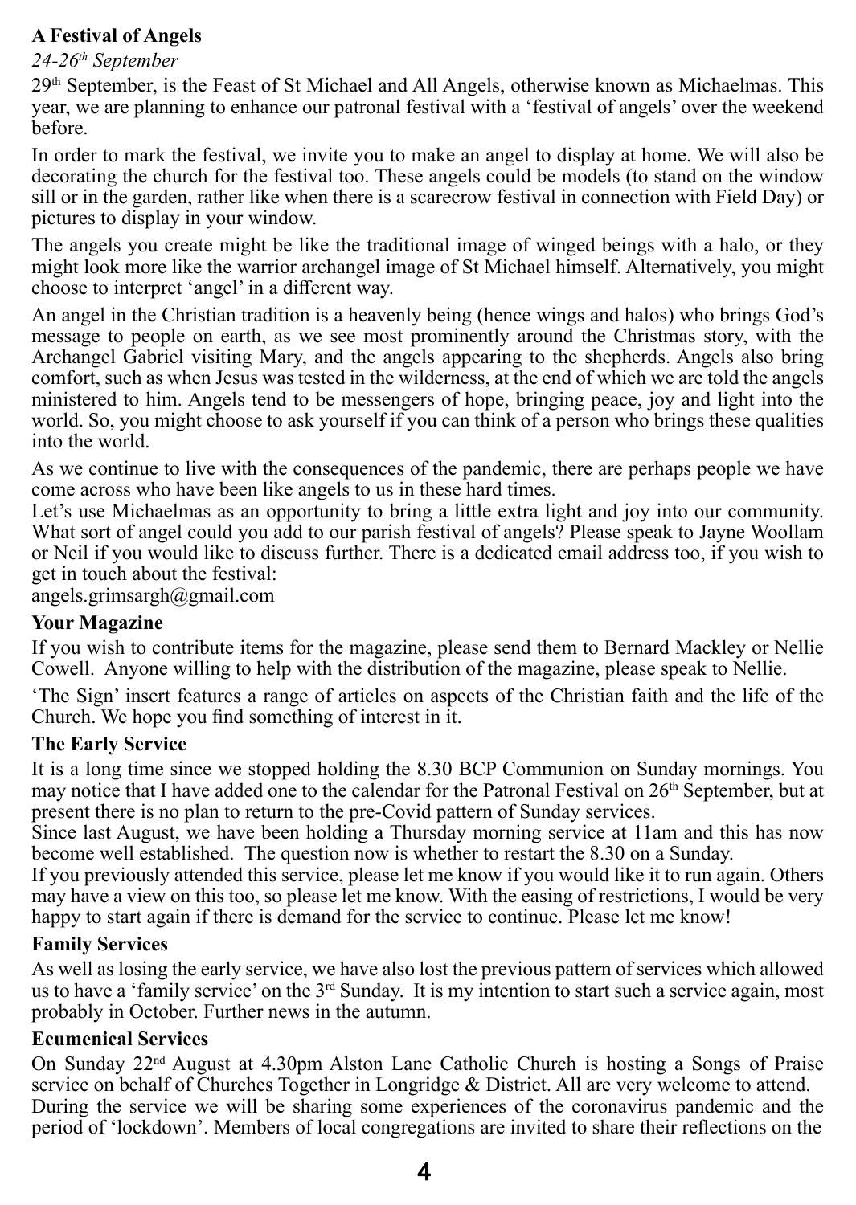**A Festival of Angels**

*24-26th September*

29th September, is the Feast of St Michael and All Angels, otherwise known as Michaelmas. This year, we are planning to enhance our patronal festival with a 'festival of angels' over the weekend before.

In order to mark the festival, we invite you to make an angel to display at home. We will also be decorating the church for the festival too. These angels could be models (to stand on the window sill or in the garden, rather like when there is a scarecrow festival in connection with Field Day) or pictures to display in your window.

The angels you create might be like the traditional image of winged beings with a halo, or they might look more like the warrior archangel image of St Michael himself. Alternatively, you might choose to interpret 'angel' in a different way.

An angel in the Christian tradition is a heavenly being (hence wings and halos) who brings God's message to people on earth, as we see most prominently around the Christmas story, with the Archangel Gabriel visiting Mary, and the angels appearing to the shepherds. Angels also bring comfort, such as when Jesus was tested in the wilderness, at the end of which we are told the angels ministered to him. Angels tend to be messengers of hope, bringing peace, joy and light into the world. So, you might choose to ask yourself if you can think of a person who brings these qualities into the world.

As we continue to live with the consequences of the pandemic, there are perhaps people we have come across who have been like angels to us in these hard times.

Let's use Michaelmas as an opportunity to bring a little extra light and joy into our community. What sort of angel could you add to our parish festival of angels? Please speak to Jayne Woollam or Neil if you would like to discuss further. There is a dedicated email address too, if you wish to get in touch about the festival:
angels.grimsargh@gmail.com

**Your Magazine**

If you wish to contribute items for the magazine, please send them to Bernard Mackley or Nellie Cowell. Anyone willing to help with the distribution of the magazine, please speak to Nellie.

'The Sign' insert features a range of articles on aspects of the Christian faith and the life of the Church. We hope you find something of interest in it.

**The Early Service**

It is a long time since we stopped holding the 8.30 BCP Communion on Sunday mornings. You may notice that I have added one to the calendar for the Patronal Festival on 26th September, but at present there is no plan to return to the pre-Covid pattern of Sunday services.

Since last August, we have been holding a Thursday morning service at 11am and this has now become well established. The question now is whether to restart the 8.30 on a Sunday.

If you previously attended this service, please let me know if you would like it to run again. Others may have a view on this too, so please let me know. With the easing of restrictions, I would be very happy to start again if there is demand for the service to continue. Please let me know!

**Family Services**

As well as losing the early service, we have also lost the previous pattern of services which allowed us to have a 'family service' on the 3rd Sunday. It is my intention to start such a service again, most probably in October. Further news in the autumn.

**Ecumenical Services**

On Sunday 22nd August at 4.30pm Alston Lane Catholic Church is hosting a Songs of Praise service on behalf of Churches Together in Longridge & District. All are very welcome to attend.

During the service we will be sharing some experiences of the coronavirus pandemic and the period of 'lockdown'. Members of local congregations are invited to share their reflections on the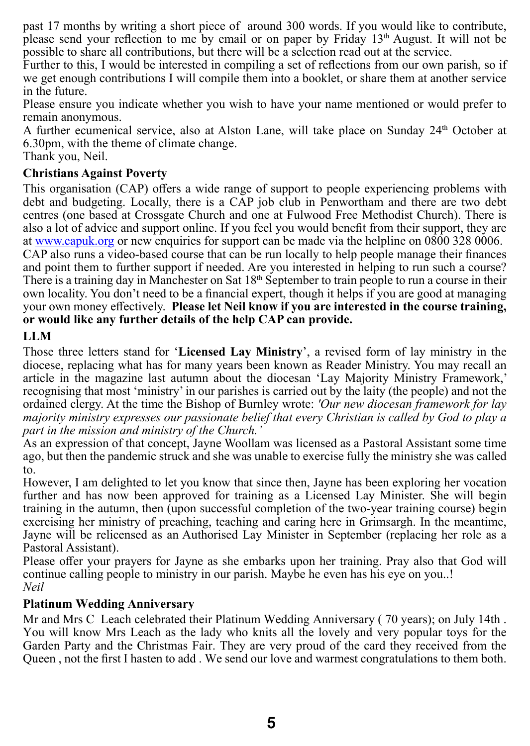past 17 months by writing a short piece of around 300 words. If you would like to contribute, please send your reflection to me by email or on paper by Friday 13th August. It will not be possible to share all contributions, but there will be a selection read out at the service.

Further to this, I would be interested in compiling a set of reflections from our own parish, so if we get enough contributions I will compile them into a booklet, or share them at another service in the future.

Please ensure you indicate whether you wish to have your name mentioned or would prefer to remain anonymous.

A further ecumenical service, also at Alston Lane, will take place on Sunday 24th October at 6.30pm, with the theme of climate change.

Thank you, Neil.

**Christians Against Poverty**

This organisation (CAP) offers a wide range of support to people experiencing problems with debt and budgeting. Locally, there is a CAP job club in Penwortham and there are two debt centres (one based at Crossgate Church and one at Fulwood Free Methodist Church). There is also a lot of advice and support online. If you feel you would benefit from their support, they are at www.capuk.org or new enquiries for support can be made via the helpline on 0800 328 0006.

CAP also runs a video-based course that can be run locally to help people manage their finances and point them to further support if needed. Are you interested in helping to run such a course? There is a training day in Manchester on Sat 18th September to train people to run a course in their own locality. You don't need to be a financial expert, though it helps if you are good at managing your own money effectively. **Please let Neil know if you are interested in the course training, or would like any further details of the help CAP can provide.**

**LLM**

Those three letters stand for '**Licensed Lay Ministry**', a revised form of lay ministry in the diocese, replacing what has for many years been known as Reader Ministry. You may recall an article in the magazine last autumn about the diocesan 'Lay Majority Ministry Framework,' recognising that most 'ministry' in our parishes is carried out by the laity (the people) and not the ordained clergy. At the time the Bishop of Burnley wrote: *'Our new diocesan framework for lay majority ministry expresses our passionate belief that every Christian is called by God to play a part in the mission and ministry of the Church.'*

As an expression of that concept, Jayne Woollam was licensed as a Pastoral Assistant some time ago, but then the pandemic struck and she was unable to exercise fully the ministry she was called to.

However, I am delighted to let you know that since then, Jayne has been exploring her vocation further and has now been approved for training as a Licensed Lay Minister. She will begin training in the autumn, then (upon successful completion of the two-year training course) begin exercising her ministry of preaching, teaching and caring here in Grimsargh. In the meantime, Jayne will be relicensed as an Authorised Lay Minister in September (replacing her role as a Pastoral Assistant).

Please offer your prayers for Jayne as she embarks upon her training. Pray also that God will continue calling people to ministry in our parish. Maybe he even has his eye on you..!

*Neil*

**Platinum Wedding Anniversary**

Mr and Mrs C Leach celebrated their Platinum Wedding Anniversary ( 70 years); on July 14th . You will know Mrs Leach as the lady who knits all the lovely and very popular toys for the Garden Party and the Christmas Fair. They are very proud of the card they received from the Queen , not the first I hasten to add . We send our love and warmest congratulations to them both.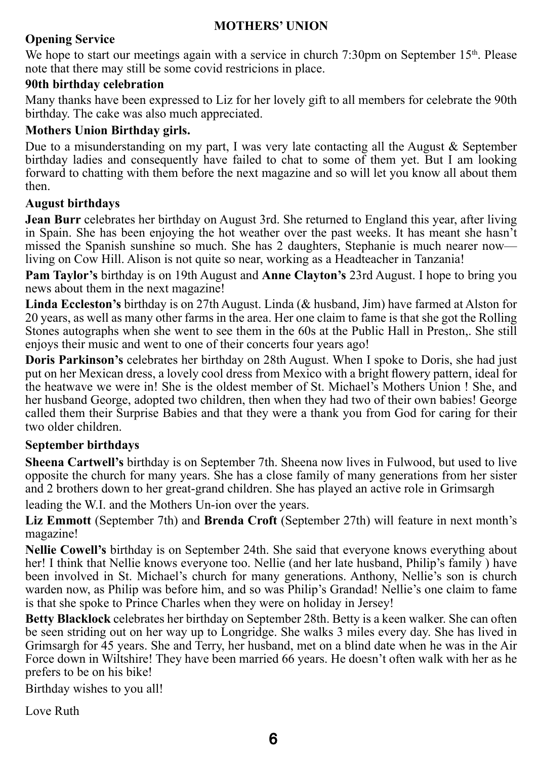## MOTHERS' UNION

### Opening Service

We hope to start our meetings again with a service in church 7:30pm on September 15th. Please note that there may still be some covid restricions in place.

### 90th birthday celebration

Many thanks have been expressed to Liz for her lovely gift to all members for celebrate the 90th birthday. The cake was also much appreciated.

### Mothers Union Birthday girls.

Due to a misunderstanding on my part, I was very late contacting all the August & September birthday ladies and consequently have failed to chat to some of them yet. But I am looking forward to chatting with them before the next magazine and so will let you know all about them then.

### August birthdays

**Jean Burr** celebrates her birthday on August 3rd. She returned to England this year, after living in Spain. She has been enjoying the hot weather over the past weeks. It has meant she hasn't missed the Spanish sunshine so much. She has 2 daughters, Stephanie is much nearer now—living on Cow Hill. Alison is not quite so near, working as a Headteacher in Tanzania!

**Pam Taylor's** birthday is on 19th August and **Anne Clayton's** 23rd August. I hope to bring you news about them in the next magazine!

**Linda Eccleston's** birthday is on 27th August. Linda (& husband, Jim) have farmed at Alston for 20 years, as well as many other farms in the area. Her one claim to fame is that she got the Rolling Stones autographs when she went to see them in the 60s at the Public Hall in Preston,. She still enjoys their music and went to one of their concerts four years ago!

**Doris Parkinson's** celebrates her birthday on 28th August. When I spoke to Doris, she had just put on her Mexican dress, a lovely cool dress from Mexico with a bright flowery pattern, ideal for the heatwave we were in! She is the oldest member of St. Michael's Mothers Union ! She, and her husband George, adopted two children, then when they had two of their own babies! George called them their Surprise Babies and that they were a thank you from God for caring for their two older children.

### September birthdays

**Sheena Cartwell's** birthday is on September 7th. Sheena now lives in Fulwood, but used to live opposite the church for many years. She has a close family of many generations from her sister and 2 brothers down to her great-grand children. She has played an active role in Grimsargh leading the W.I. and the Mothers Un-ion over the years.

**Liz Emmott** (September 7th) and **Brenda Croft** (September 27th) will feature in next month's magazine!

**Nellie Cowell's** birthday is on September 24th. She said that everyone knows everything about her! I think that Nellie knows everyone too. Nellie (and her late husband, Philip's family ) have been involved in St. Michael's church for many generations. Anthony, Nellie's son is church warden now, as Philip was before him, and so was Philip's Grandad! Nellie's one claim to fame is that she spoke to Prince Charles when they were on holiday in Jersey!

**Betty Blacklock** celebrates her birthday on September 28th. Betty is a keen walker. She can often be seen striding out on her way up to Longridge. She walks 3 miles every day. She has lived in Grimsargh for 45 years. She and Terry, her husband, met on a blind date when he was in the Air Force down in Wiltshire! They have been married 66 years. He doesn't often walk with her as he prefers to be on his bike!

Birthday wishes to you all!

Love Ruth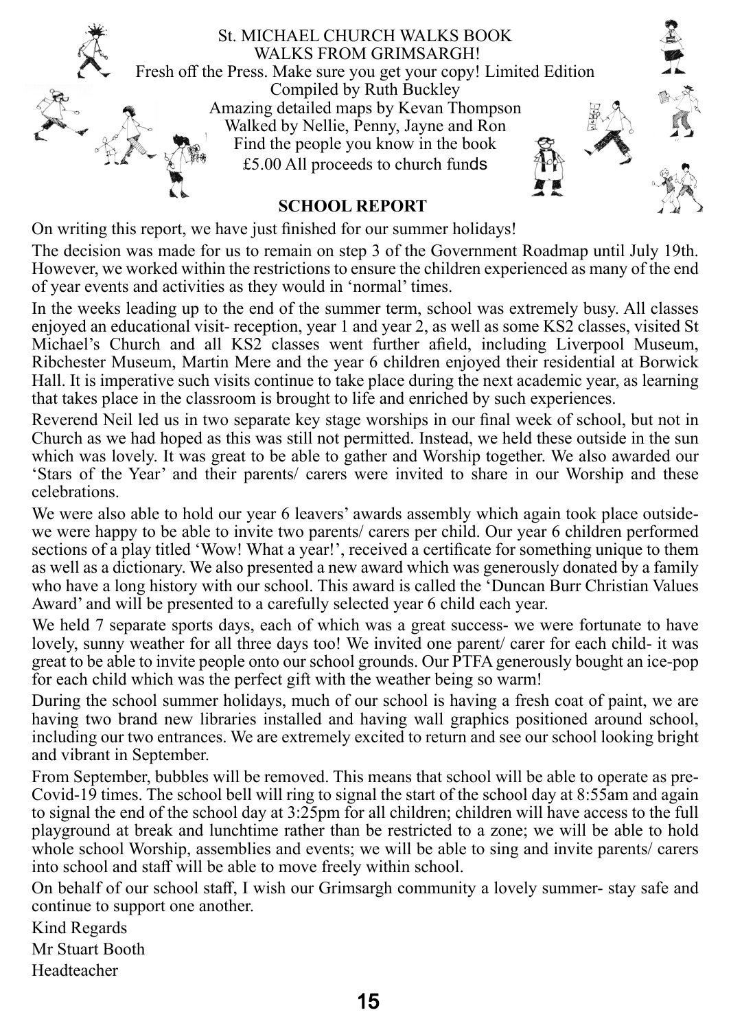St. MICHAEL CHURCH WALKS BOOK
WALKS FROM GRIMSARGH!
Fresh off the Press. Make sure you get your copy! Limited Edition
Compiled by Ruth Buckley
Amazing detailed maps by Kevan Thompson
Walked by Nellie, Penny, Jayne and Ron
Find the people you know in the book
£5.00 All proceeds to church funds

## SCHOOL REPORT

On writing this report, we have just finished for our summer holidays!

The decision was made for us to remain on step 3 of the Government Roadmap until July 19th. However, we worked within the restrictions to ensure the children experienced as many of the end of year events and activities as they would in 'normal' times.

In the weeks leading up to the end of the summer term, school was extremely busy. All classes enjoyed an educational visit- reception, year 1 and year 2, as well as some KS2 classes, visited St Michael's Church and all KS2 classes went further afield, including Liverpool Museum, Ribchester Museum, Martin Mere and the year 6 children enjoyed their residential at Borwick Hall. It is imperative such visits continue to take place during the next academic year, as learning that takes place in the classroom is brought to life and enriched by such experiences.

Reverend Neil led us in two separate key stage worships in our final week of school, but not in Church as we had hoped as this was still not permitted. Instead, we held these outside in the sun which was lovely. It was great to be able to gather and Worship together. We also awarded our 'Stars of the Year' and their parents/ carers were invited to share in our Worship and these celebrations.

We were also able to hold our year 6 leavers' awards assembly which again took place outside- we were happy to be able to invite two parents/ carers per child. Our year 6 children performed sections of a play titled 'Wow! What a year!', received a certificate for something unique to them as well as a dictionary. We also presented a new award which was generously donated by a family who have a long history with our school. This award is called the 'Duncan Burr Christian Values Award' and will be presented to a carefully selected year 6 child each year.

We held 7 separate sports days, each of which was a great success- we were fortunate to have lovely, sunny weather for all three days too! We invited one parent/ carer for each child- it was great to be able to invite people onto our school grounds. Our PTFA generously bought an ice-pop for each child which was the perfect gift with the weather being so warm!

During the school summer holidays, much of our school is having a fresh coat of paint, we are having two brand new libraries installed and having wall graphics positioned around school, including our two entrances. We are extremely excited to return and see our school looking bright and vibrant in September.

From September, bubbles will be removed. This means that school will be able to operate as pre-Covid-19 times. The school bell will ring to signal the start of the school day at 8:55am and again to signal the end of the school day at 3:25pm for all children; children will have access to the full playground at break and lunchtime rather than be restricted to a zone; we will be able to hold whole school Worship, assemblies and events; we will be able to sing and invite parents/ carers into school and staff will be able to move freely within school.

On behalf of our school staff, I wish our Grimsargh community a lovely summer- stay safe and continue to support one another.

Kind Regards
Mr Stuart Booth
Headteacher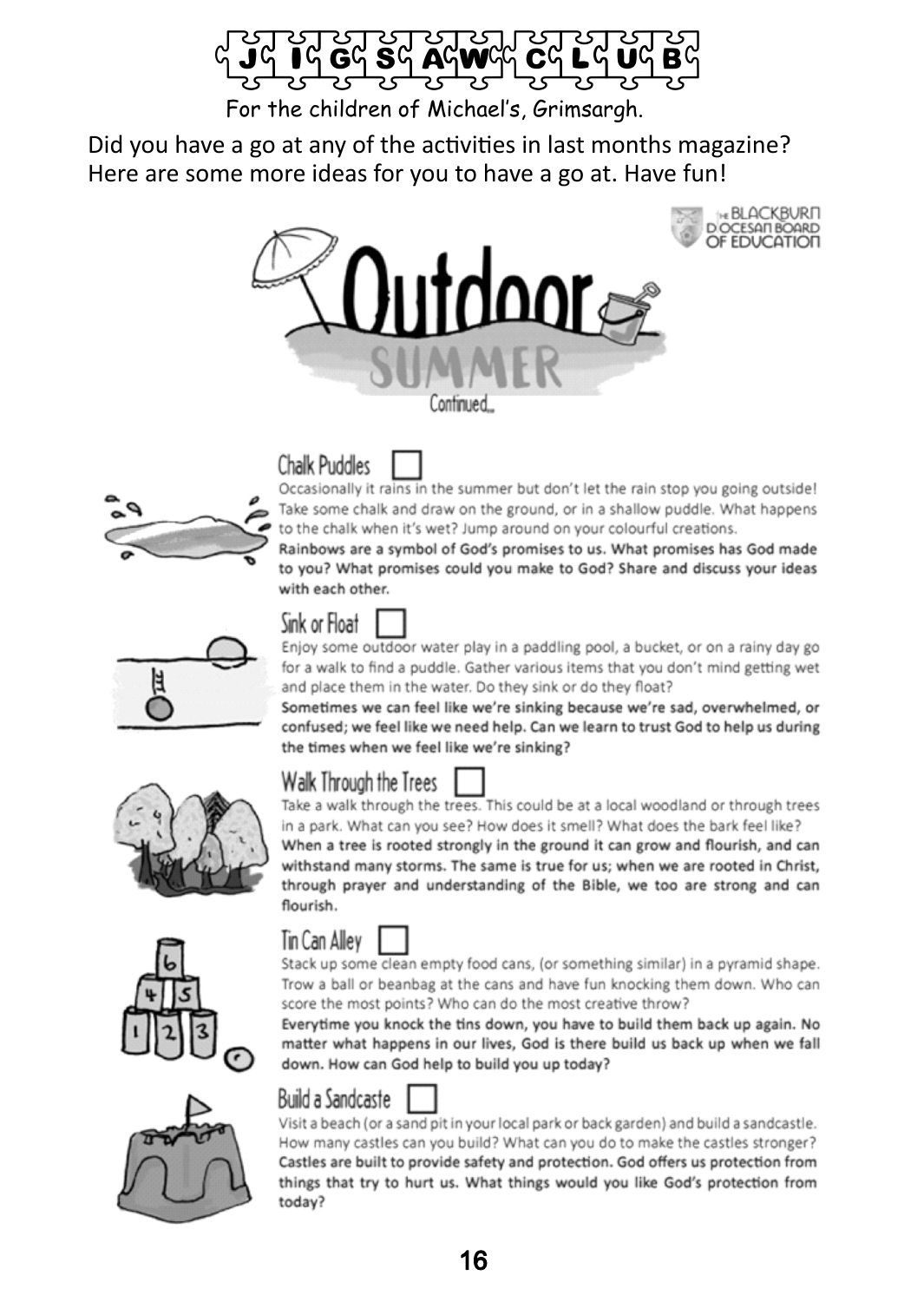# JIGSAW CLUB

For the children of Michael's, Grimsargh.

Did you have a go at any of the activities in last months magazine? Here are some more ideas for you to have a go at. Have fun!

THE BLACKBURN DIOCESAN BOARD OF EDUCATION

## Outdoor SUMMER

Continued...

### Chalk Puddles ☐

Occasionally it rains in the summer but don't let the rain stop you going outside! Take some chalk and draw on the ground, or in a shallow puddle. What happens to the chalk when it's wet? Jump around on your colourful creations.

**Rainbows are a symbol of God's promises to us. What promises has God made to you? What promises could you make to God? Share and discuss your ideas with each other.**

### Sink or Float ☐

Enjoy some outdoor water play in a paddling pool, a bucket, or on a rainy day go for a walk to find a puddle. Gather various items that you don't mind getting wet and place them in the water. Do they sink or do they float?

**Sometimes we can feel like we're sinking because we're sad, overwhelmed, or confused; we feel like we need help. Can we learn to trust God to help us during the times when we feel like we're sinking?**

### Walk Through the Trees ☐

Take a walk through the trees. This could be at a local woodland or through trees in a park. What can you see? How does it smell? What does the bark feel like?

**When a tree is rooted strongly in the ground it can grow and flourish, and can withstand many storms. The same is true for us; when we are rooted in Christ, through prayer and understanding of the Bible, we too are strong and can flourish.**

### Tin Can Alley ☐

Stack up some clean empty food cans, (or something similar) in a pyramid shape. Trow a ball or beanbag at the cans and have fun knocking them down. Who can score the most points? Who can do the most creative throw?

**Everytime you knock the tins down, you have to build them back up again. No matter what happens in our lives, God is there build us back up when we fall down. How can God help to build you up today?**

### Build a Sandcaste ☐

Visit a beach (or a sand pit in your local park or back garden) and build a sandcastle. How many castles can you build? What can you do to make the castles stronger?

**Castles are built to provide safety and protection. God offers us protection from things that try to hurt us. What things would you like God's protection from today?**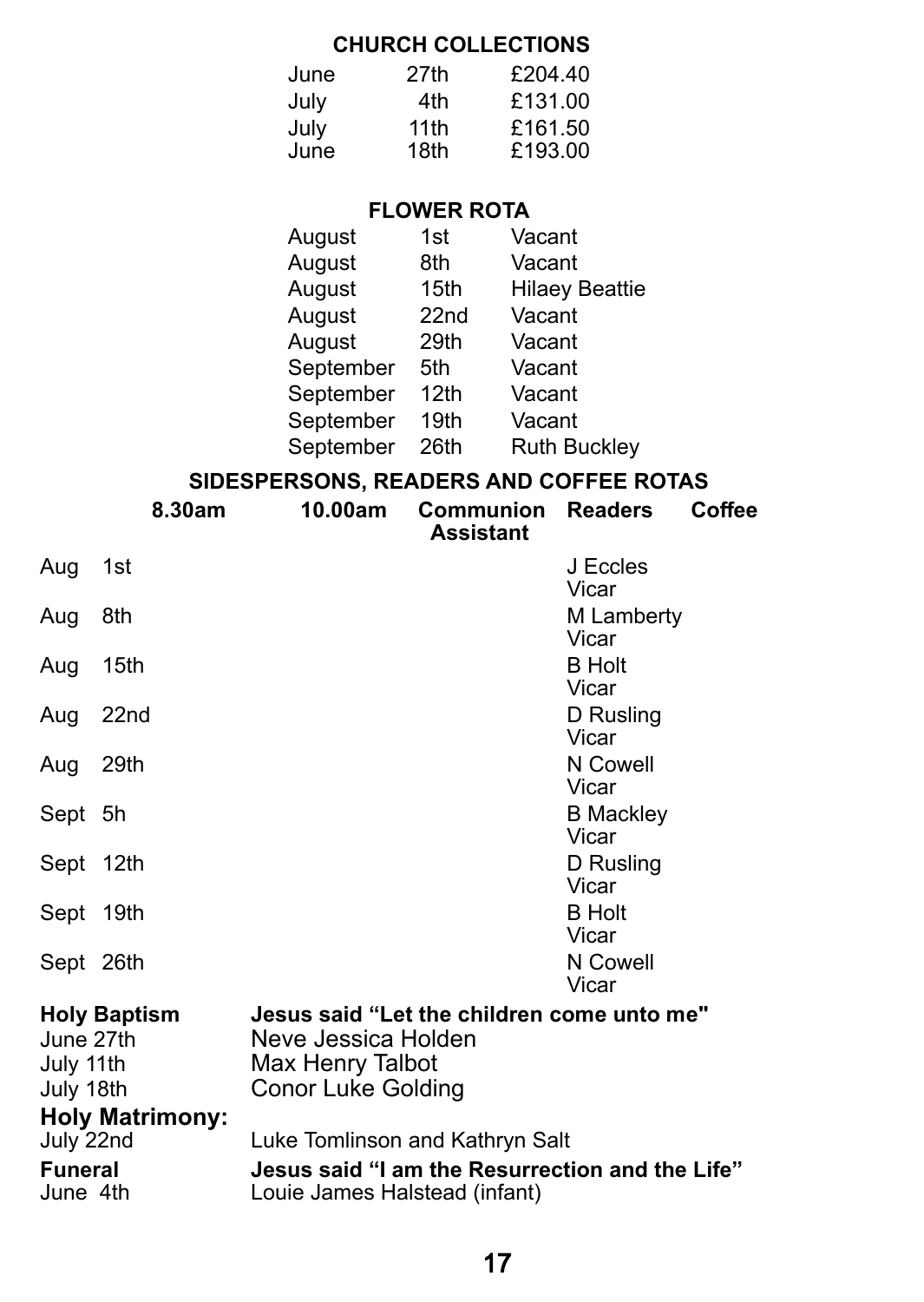## CHURCH COLLECTIONS

| | | |
|---|---|---|
| June | 27th | £204.40 |
| July | 4th | £131.00 |
| July | 11th | £161.50 |
| June | 18th | £193.00 |

## FLOWER ROTA

| | | |
|---|---|---|
| August | 1st | Vacant |
| August | 8th | Vacant |
| August | 15th | Hilaey Beattie |
| August | 22nd | Vacant |
| August | 29th | Vacant |
| September | 5th | Vacant |
| September | 12th | Vacant |
| September | 19th | Vacant |
| September | 26th | Ruth Buckley |

## SIDESPERSONS, READERS AND COFFEE ROTAS

| | 8.30am | 10.00am | Communion Assistant | Readers | Coffee |
|---|---|---|---|---|---|
| Aug 1st | | | | J Eccles<br>Vicar | |
| Aug 8th | | | | M Lamberty<br>Vicar | |
| Aug 15th | | | | B Holt<br>Vicar | |
| Aug 22nd | | | | D Rusling<br>Vicar | |
| Aug 29th | | | | N Cowell<br>Vicar | |
| Sept 5h | | | | B Mackley<br>Vicar | |
| Sept 12th | | | | D Rusling<br>Vicar | |
| Sept 19th | | | | B Holt<br>Vicar | |
| Sept 26th | | | | N Cowell<br>Vicar | |

**Holy Baptism** **Jesus said "Let the children come unto me"**

June 27th Neve Jessica Holden
July 11th Max Henry Talbot
July 18th Conor Luke Golding

**Holy Matrimony:**

July 22nd Luke Tomlinson and Kathryn Salt

**Funeral** **Jesus said "I am the Resurrection and the Life"**

June 4th Louie James Halstead (infant)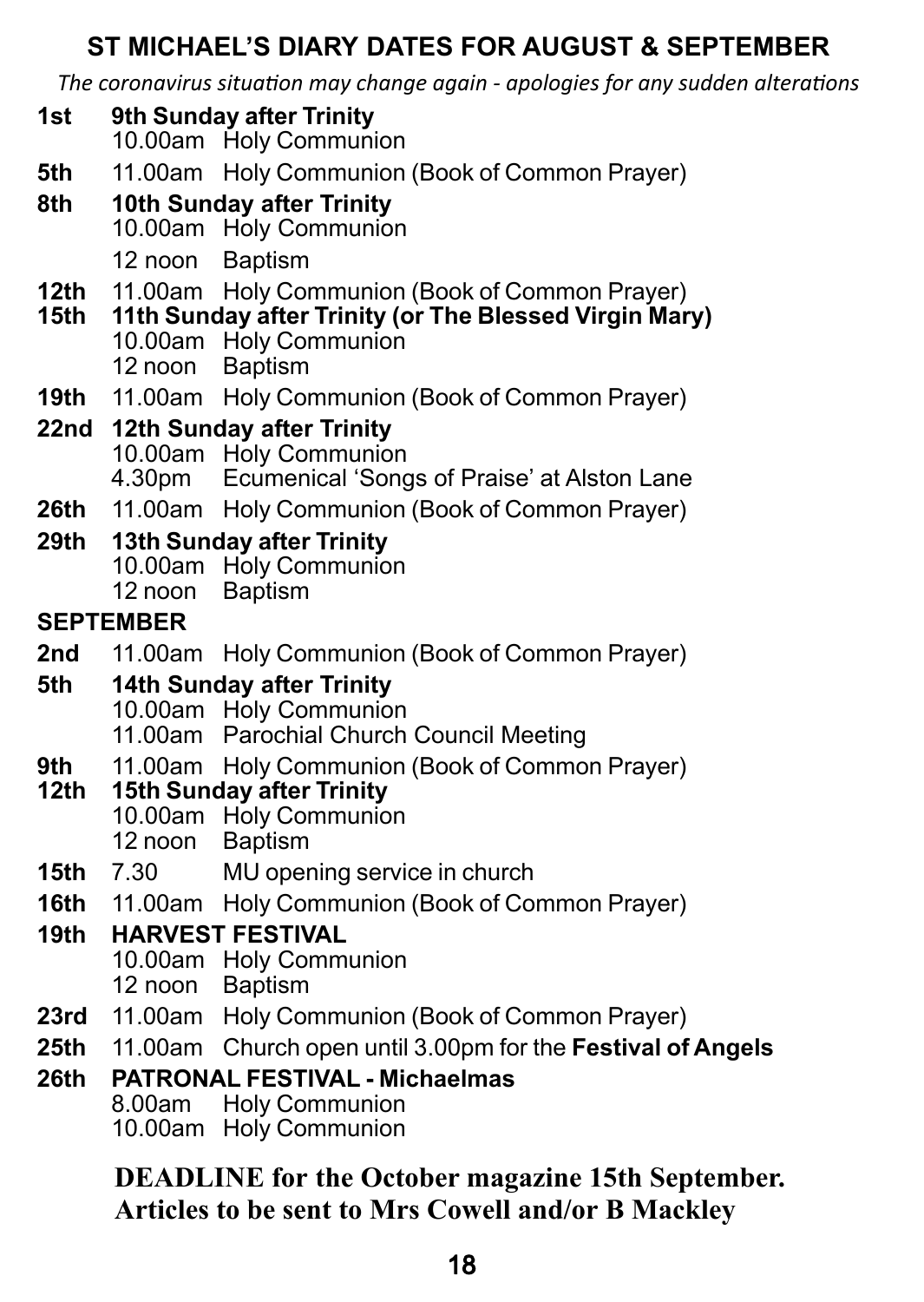## ST MICHAEL'S DIARY DATES FOR AUGUST & SEPTEMBER

*The coronavirus situation may change again - apologies for any sudden alterations*

**1st** **9th Sunday after Trinity**
10.00am Holy Communion

**5th** 11.00am Holy Communion (Book of Common Prayer)

**8th** **10th Sunday after Trinity**
10.00am Holy Communion
12 noon Baptism

**12th** 11.00am Holy Communion (Book of Common Prayer)

**15th** **11th Sunday after Trinity (or The Blessed Virgin Mary)**
10.00am Holy Communion
12 noon Baptism

**19th** 11.00am Holy Communion (Book of Common Prayer)

**22nd** **12th Sunday after Trinity**
10.00am Holy Communion
4.30pm Ecumenical 'Songs of Praise' at Alston Lane

**26th** 11.00am Holy Communion (Book of Common Prayer)

**29th** **13th Sunday after Trinity**
10.00am Holy Communion
12 noon Baptism

**SEPTEMBER**

**2nd** 11.00am Holy Communion (Book of Common Prayer)

**5th** **14th Sunday after Trinity**
10.00am Holy Communion
11.00am Parochial Church Council Meeting

**9th** 11.00am Holy Communion (Book of Common Prayer)

**12th** **15th Sunday after Trinity**
10.00am Holy Communion
12 noon Baptism

**15th** 7.30 MU opening service in church

**16th** 11.00am Holy Communion (Book of Common Prayer)

**19th** **HARVEST FESTIVAL**
10.00am Holy Communion
12 noon Baptism

**23rd** 11.00am Holy Communion (Book of Common Prayer)

**25th** 11.00am Church open until 3.00pm for the **Festival of Angels**

**26th** **PATRONAL FESTIVAL - Michaelmas**
8.00am Holy Communion
10.00am Holy Communion

**DEADLINE for the October magazine 15th September.**
**Articles to be sent to Mrs Cowell and/or B Mackley**